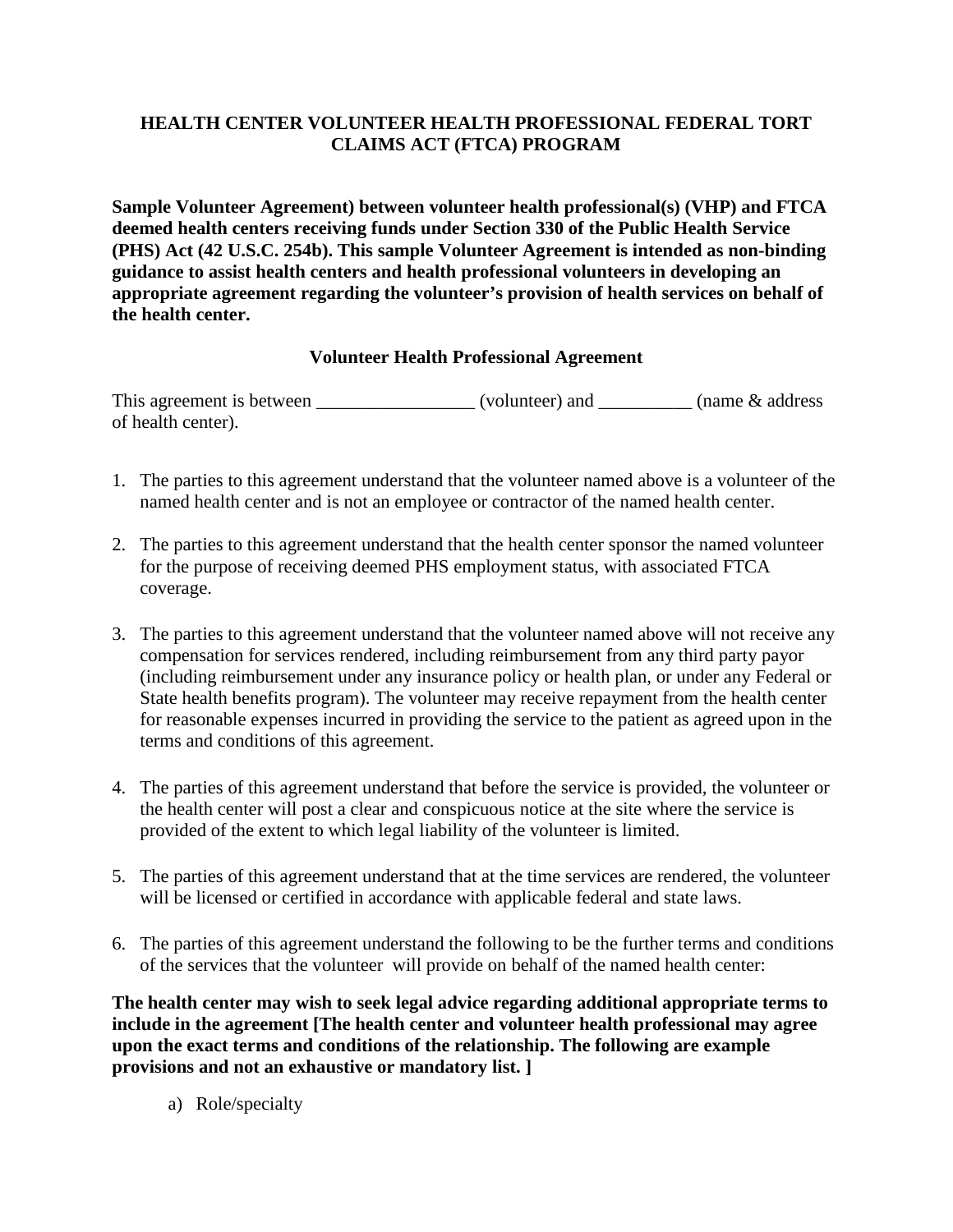**HEALTH CENTER VOLUNTEER HEALTH PROFESSIONAL FEDERAL TORT CLAIMS ACT (FTCA) PROGRAM**

**Sample Volunteer Agreement) between volunteer health professional(s) (VHP) and FTCA deemed health centers receiving funds under Section 330 of the Public Health Service (PHS) Act (42 U.S.C. 254b). This sample Volunteer Agreement is intended as non-binding guidance to assist health centers and health professional volunteers in developing an appropriate agreement regarding the volunteer's provision of health services on behalf of the health center.**

**Volunteer Health Professional Agreement**

This agreement is between _________________ (volunteer) and __________ (name & address of health center).

1. The parties to this agreement understand that the volunteer named above is a volunteer of the named health center and is not an employee or contractor of the named health center.

2. The parties to this agreement understand that the health center sponsor the named volunteer for the purpose of receiving deemed PHS employment status, with associated FTCA coverage.

3. The parties to this agreement understand that the volunteer named above will not receive any compensation for services rendered, including reimbursement from any third party payor (including reimbursement under any insurance policy or health plan, or under any Federal or State health benefits program). The volunteer may receive repayment from the health center for reasonable expenses incurred in providing the service to the patient as agreed upon in the terms and conditions of this agreement.

4. The parties of this agreement understand that before the service is provided, the volunteer or the health center will post a clear and conspicuous notice at the site where the service is provided of the extent to which legal liability of the volunteer is limited.

5. The parties of this agreement understand that at the time services are rendered, the volunteer will be licensed or certified in accordance with applicable federal and state laws.

6. The parties of this agreement understand the following to be the further terms and conditions of the services that the volunteer will provide on behalf of the named health center:

**The health center may wish to seek legal advice regarding additional appropriate terms to include in the agreement [The health center and volunteer health professional may agree upon the exact terms and conditions of the relationship. The following are example provisions and not an exhaustive or mandatory list. ]**

   a) Role/specialty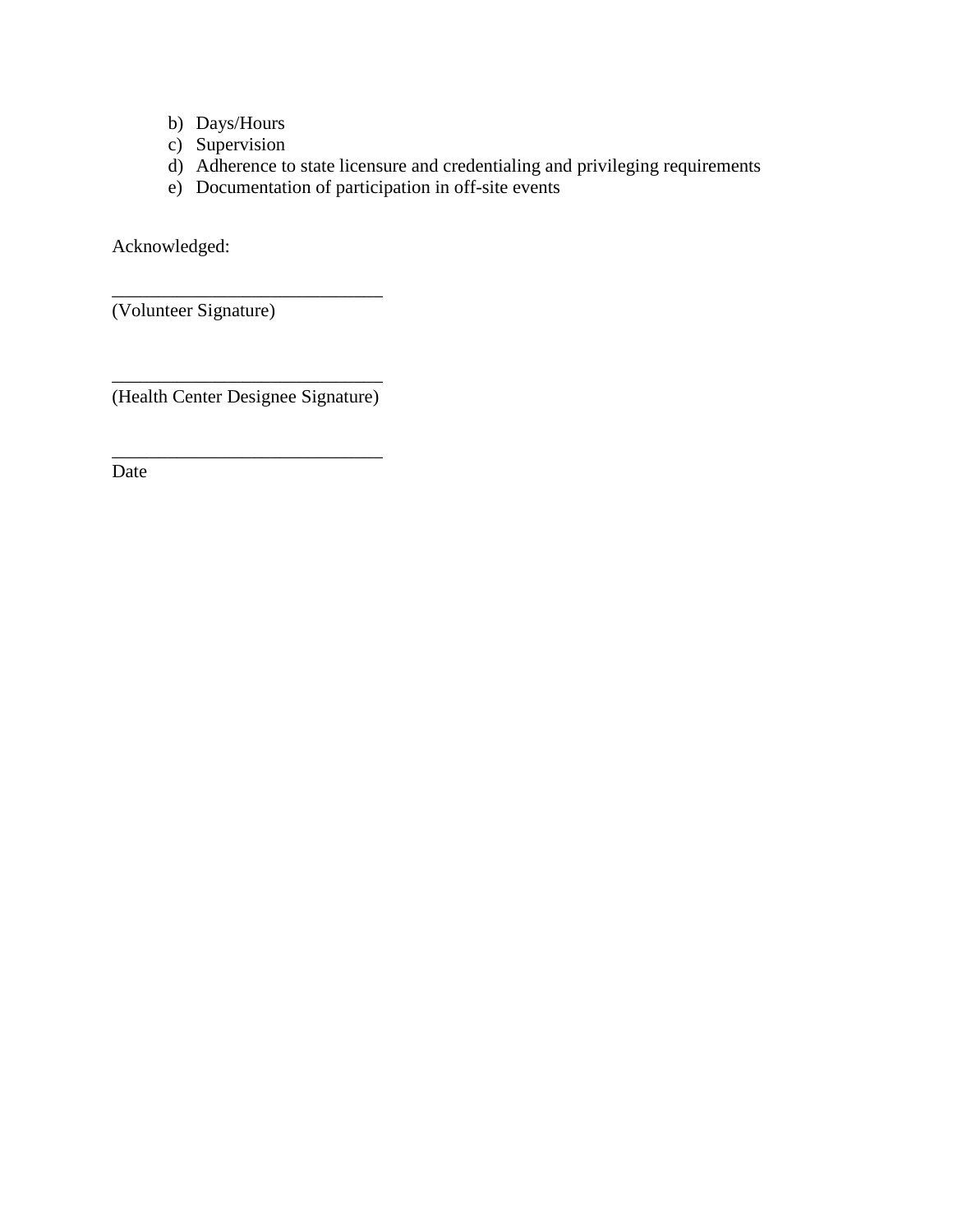b) Days/Hours
c) Supervision
d) Adherence to state licensure and credentialing and privileging requirements
e) Documentation of participation in off-site events

Acknowledged:

_____________________________
(Volunteer Signature)

_____________________________
(Health Center Designee Signature)

_____________________________
Date